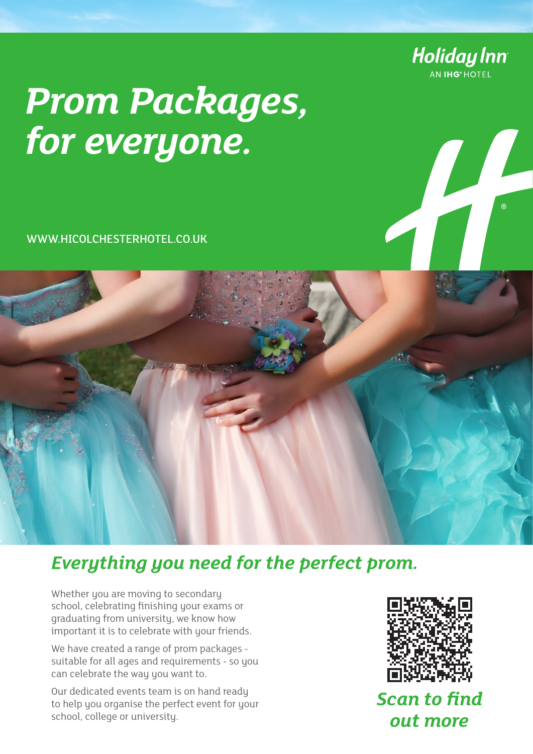Holiday Inn
AN IHG® HOTEL

# *Prom Packages, for everyone.*

WWW.HICOLCHESTERHOTEL.CO.UK

## *Everything you need for the perfect prom.*

Whether you are moving to secondary school, celebrating finishing your exams or graduating from university, we know how important it is to celebrate with your friends.

We have created a range of prom packages - suitable for all ages and requirements - so you can celebrate the way you want to.

Our dedicated events team is on hand ready to help you organise the perfect event for your school, college or university.

***Scan to find out more***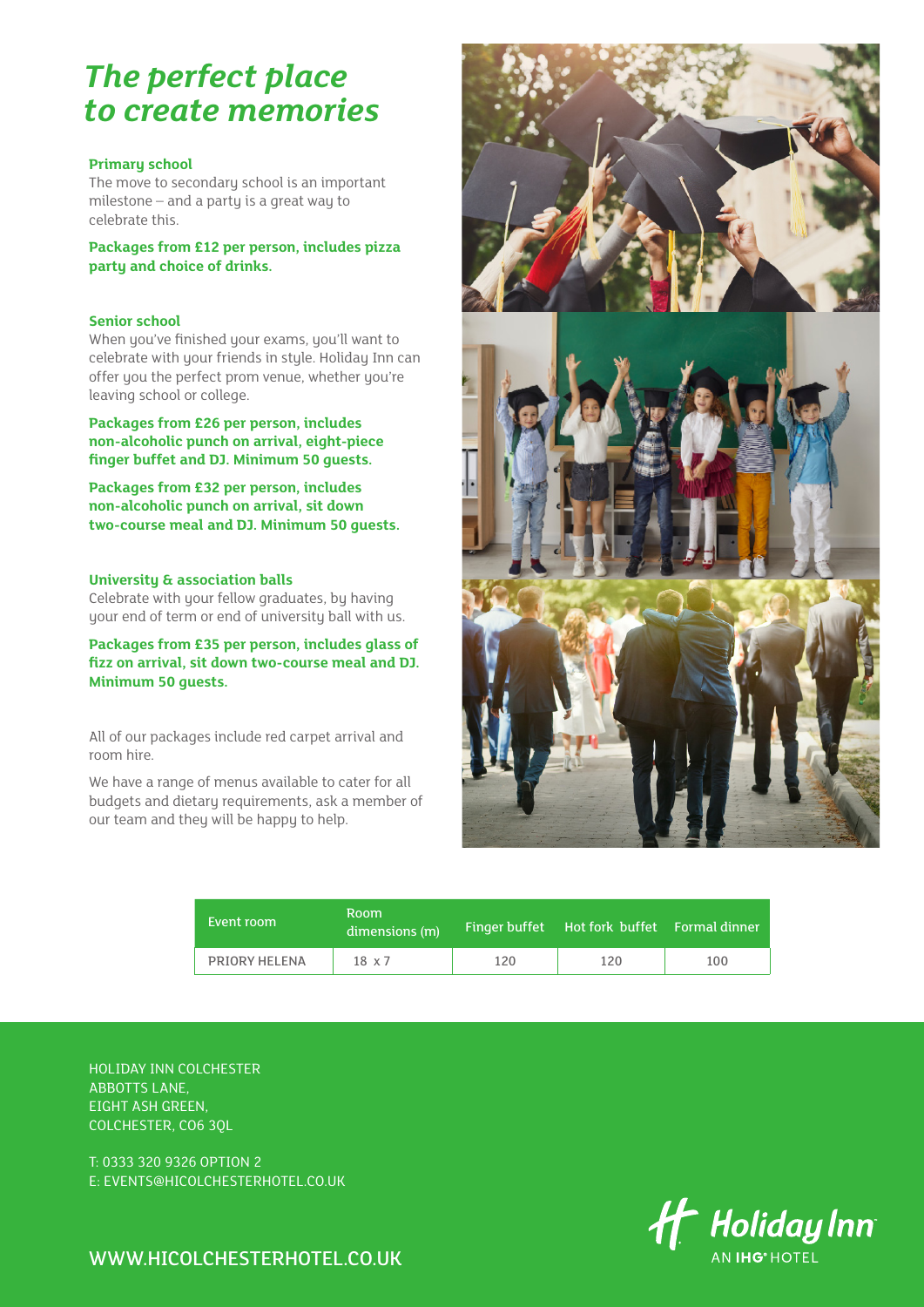# The perfect place to create memories

**Primary school**

The move to secondary school is an important milestone – and a party is a great way to celebrate this.

**Packages from £12 per person, includes pizza party and choice of drinks.**

**Senior school**

When you've finished your exams, you'll want to celebrate with your friends in style. Holiday Inn can offer you the perfect prom venue, whether you're leaving school or college.

**Packages from £26 per person, includes non-alcoholic punch on arrival, eight-piece finger buffet and DJ. Minimum 50 guests.**

**Packages from £32 per person, includes non-alcoholic punch on arrival, sit down two-course meal and DJ. Minimum 50 guests.**

**University & association balls**

Celebrate with your fellow graduates, by having your end of term or end of university ball with us.

**Packages from £35 per person, includes glass of fizz on arrival, sit down two-course meal and DJ. Minimum 50 guests.**

All of our packages include red carpet arrival and room hire.

We have a range of menus available to cater for all budgets and dietary requirements, ask a member of our team and they will be happy to help.

| Event room | Room dimensions (m) | Finger buffet | Hot fork buffet | Formal dinner |
| --- | --- | --- | --- | --- |
| PRIORY HELENA | 18 x 7 | 120 | 120 | 100 |

HOLIDAY INN COLCHESTER
ABBOTTS LANE,
EIGHT ASH GREEN,
COLCHESTER, CO6 3QL

T: 0333 320 9326 OPTION 2
E: EVENTS@HICOLCHESTERHOTEL.CO.UK

WWW.HICOLCHESTERHOTEL.CO.UK

Holiday Inn
AN IHG HOTEL